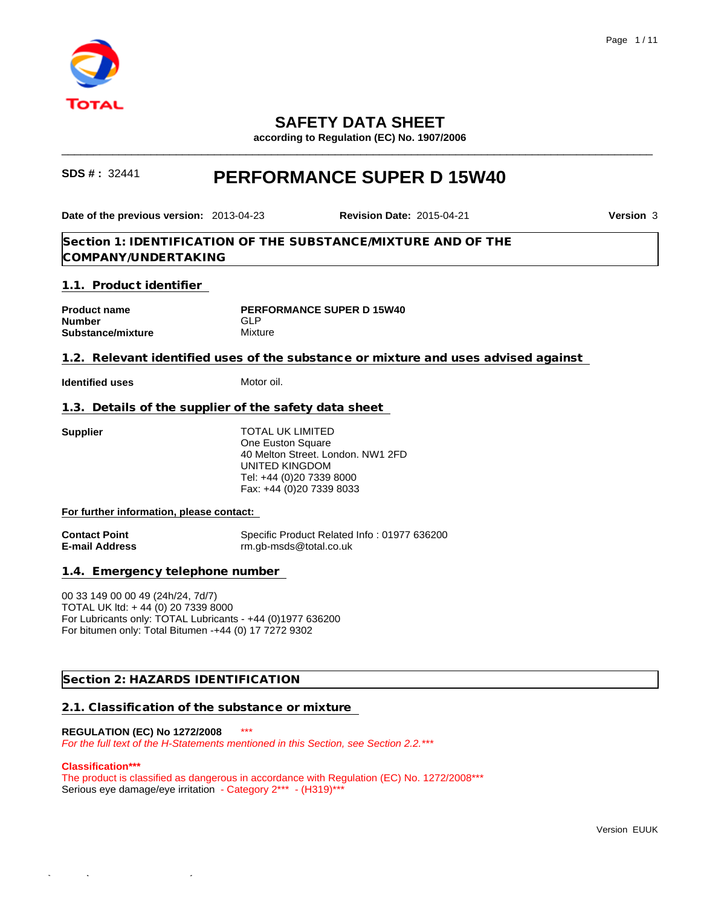# SAFETY DATA SHEET

**according to Regulation (EC) No. 1907/2006**

**SDS # :** 32441

# PERFORMANCE SUPER D 15W40

**Date of the previous version:** 2013-04-23 **Revision Date:** 2015-04-21 **Version** 3

## Section 1: IDENTIFICATION OF THE SUBSTANCE/MIXTURE AND OF THE COMPANY/UNDERTAKING

### 1.1. Product identifier

| | |
|---|---|
| **Product name** | **PERFORMANCE SUPER D 15W40** |
| **Number** | GLP |
| **Substance/mixture** | Mixture |

### 1.2. Relevant identified uses of the substance or mixture and uses advised against

| | |
|---|---|
| **Identified uses** | Motor oil. |

### 1.3. Details of the supplier of the safety data sheet

**Supplier**

TOTAL UK LIMITED
One Euston Square
40 Melton Street. London. NW1 2FD
UNITED KINGDOM
Tel: +44 (0)20 7339 8000
Fax: +44 (0)20 7339 8033

**For further information, please contact:**

| | |
|---|---|
| **Contact Point** | Specific Product Related Info : 01977 636200 |
| **E-mail Address** | rm.gb-msds@total.co.uk |

### 1.4. Emergency telephone number

00 33 149 00 00 49 (24h/24, 7d/7)
TOTAL UK ltd: + 44 (0) 20 7339 8000
For Lubricants only: TOTAL Lubricants - +44 (0)1977 636200
For bitumen only: Total Bitumen -+44 (0) 17 7272 9302

## Section 2: HAZARDS IDENTIFICATION

### 2.1. Classification of the substance or mixture

**REGULATION (EC) No 1272/2008** ***

*For the full text of the H-Statements mentioned in this Section, see Section 2.2.****

**Classification*****

The product is classified as dangerous in accordance with Regulation (EC) No. 1272/2008***

Serious eye damage/eye irritation - Category 2*** - (H319)***

Version EUUK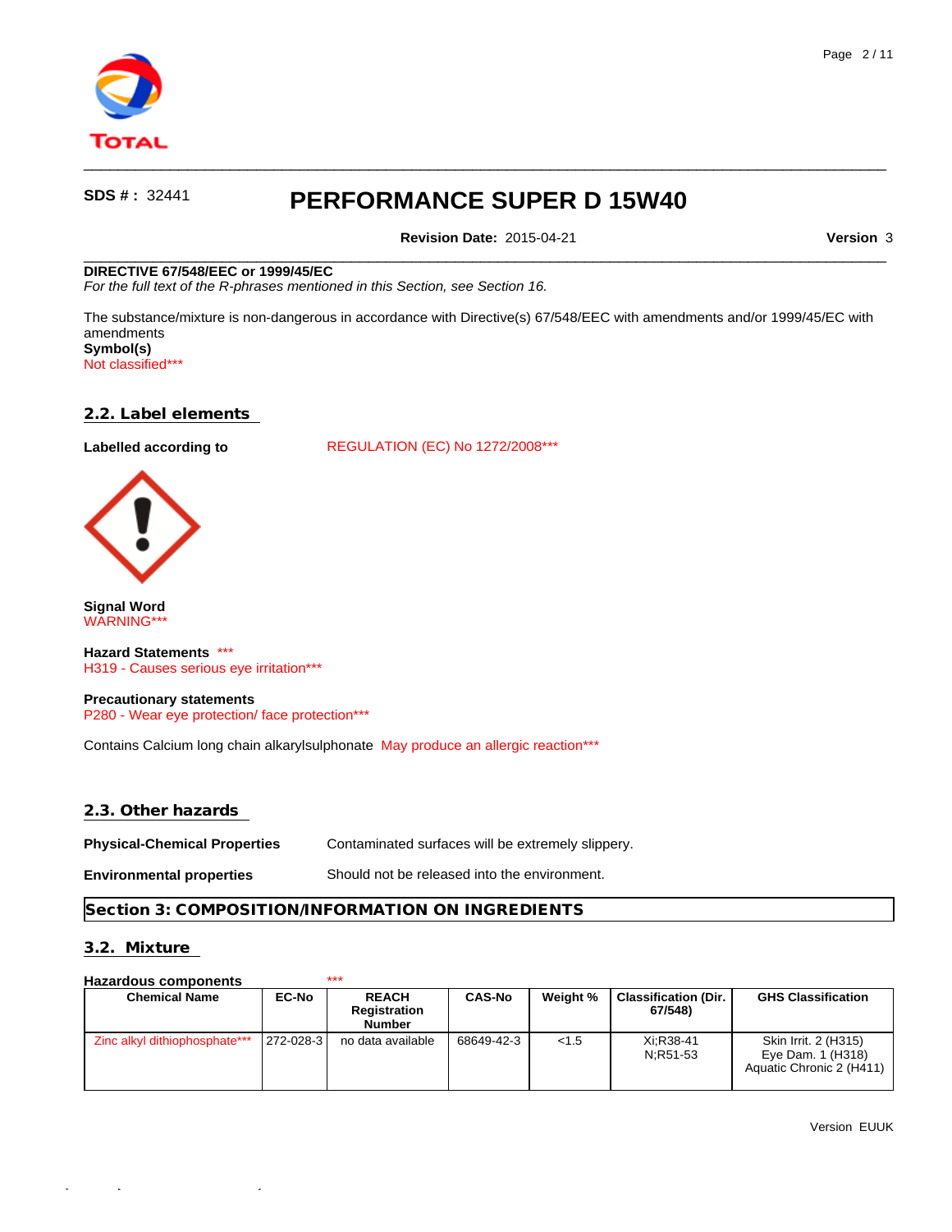**SDS # :** 32441

# PERFORMANCE SUPER D 15W40

**Revision Date:** 2015-04-21 **Version** 3

**DIRECTIVE 67/548/EEC or 1999/45/EC**

*For the full text of the R-phrases mentioned in this Section, see Section 16.*

The substance/mixture is non-dangerous in accordance with Directive(s) 67/548/EEC with amendments and/or 1999/45/EC with amendments

**Symbol(s)**

Not classified***

## 2.2. Label elements

**Labelled according to** REGULATION (EC) No 1272/2008***

**Signal Word**

WARNING***

**Hazard Statements** ***

H319 - Causes serious eye irritation***

**Precautionary statements**

P280 - Wear eye protection/ face protection***

Contains Calcium long chain alkarylsulphonate May produce an allergic reaction***

## 2.3. Other hazards

**Physical-Chemical Properties** Contaminated surfaces will be extremely slippery.

**Environmental properties** Should not be released into the environment.

# Section 3: COMPOSITION/INFORMATION ON INGREDIENTS

## 3.2. Mixture

**Hazardous components** ***

| Chemical Name | EC-No | REACH Registration Number | CAS-No | Weight % | Classification (Dir. 67/548) | GHS Classification |
|---|---|---|---|---|---|---|
| Zinc alkyl dithiophosphate*** | 272-028-3 | no data available | 68649-42-3 | <1.5 | Xi;R38-41 N;R51-53 | Skin Irrit. 2 (H315) Eye Dam. 1 (H318) Aquatic Chronic 2 (H411) |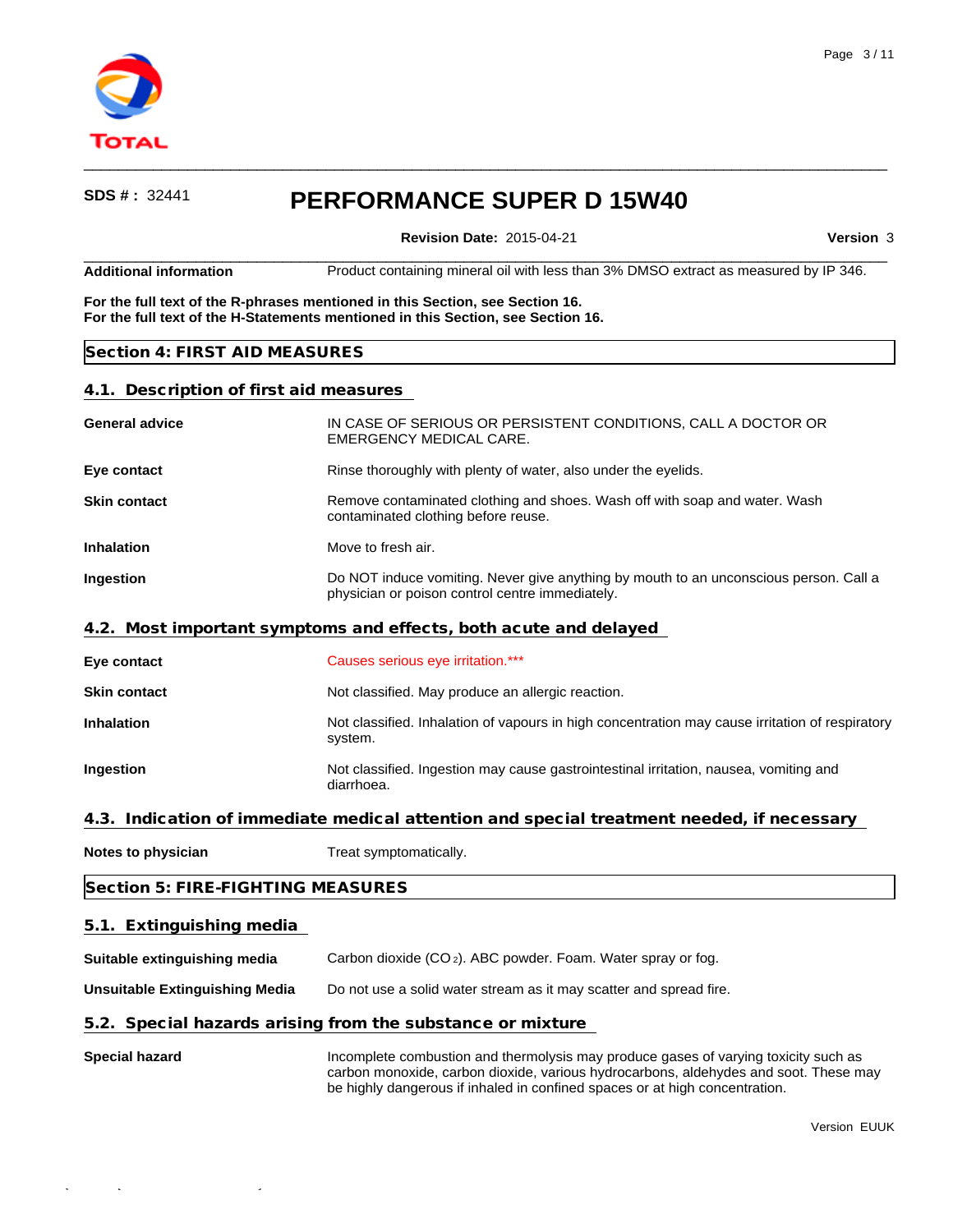| | |
|---|---|
| **Additional information** | Product containing mineral oil with less than 3% DMSO extract as measured by IP 346. |

**For the full text of the R-phrases mentioned in this Section, see Section 16.**
**For the full text of the H-Statements mentioned in this Section, see Section 16.**

## Section 4: FIRST AID MEASURES

### 4.1. Description of first aid measures

| | |
|---|---|
| **General advice** | IN CASE OF SERIOUS OR PERSISTENT CONDITIONS, CALL A DOCTOR OR EMERGENCY MEDICAL CARE. |
| **Eye contact** | Rinse thoroughly with plenty of water, also under the eyelids. |
| **Skin contact** | Remove contaminated clothing and shoes. Wash off with soap and water. Wash contaminated clothing before reuse. |
| **Inhalation** | Move to fresh air. |
| **Ingestion** | Do NOT induce vomiting. Never give anything by mouth to an unconscious person. Call a physician or poison control centre immediately. |

### 4.2. Most important symptoms and effects, both acute and delayed

| | |
|---|---|
| **Eye contact** | Causes serious eye irritation.*** |
| **Skin contact** | Not classified. May produce an allergic reaction. |
| **Inhalation** | Not classified. Inhalation of vapours in high concentration may cause irritation of respiratory system. |
| **Ingestion** | Not classified. Ingestion may cause gastrointestinal irritation, nausea, vomiting and diarrhoea. |

### 4.3. Indication of immediate medical attention and special treatment needed, if necessary

| | |
|---|---|
| **Notes to physician** | Treat symptomatically. |

## Section 5: FIRE-FIGHTING MEASURES

### 5.1. Extinguishing media

| | |
|---|---|
| **Suitable extinguishing media** | Carbon dioxide ($CO_2$). ABC powder. Foam. Water spray or fog. |
| **Unsuitable Extinguishing Media** | Do not use a solid water stream as it may scatter and spread fire. |

### 5.2. Special hazards arising from the substance or mixture

| | |
|---|---|
| **Special hazard** | Incomplete combustion and thermolysis may produce gases of varying toxicity such as carbon monoxide, carbon dioxide, various hydrocarbons, aldehydes and soot. These may be highly dangerous if inhaled in confined spaces or at high concentration. |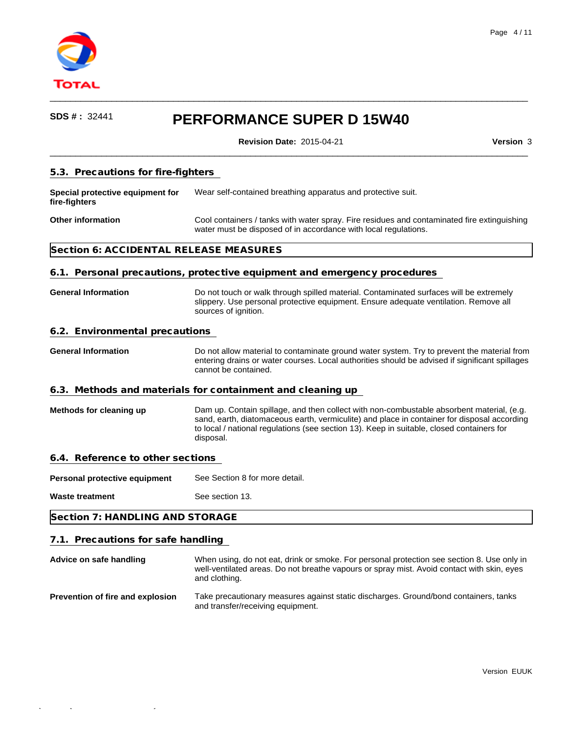### 5.3. Precautions for fire-fighters

| | |
|---|---|
| **Special protective equipment for fire-fighters** | Wear self-contained breathing apparatus and protective suit. |
| **Other information** | Cool containers / tanks with water spray. Fire residues and contaminated fire extinguishing water must be disposed of in accordance with local regulations. |

## Section 6: ACCIDENTAL RELEASE MEASURES

### 6.1. Personal precautions, protective equipment and emergency procedures

| | |
|---|---|
| **General Information** | Do not touch or walk through spilled material. Contaminated surfaces will be extremely slippery. Use personal protective equipment. Ensure adequate ventilation. Remove all sources of ignition. |

### 6.2. Environmental precautions

| | |
|---|---|
| **General Information** | Do not allow material to contaminate ground water system. Try to prevent the material from entering drains or water courses. Local authorities should be advised if significant spillages cannot be contained. |

### 6.3. Methods and materials for containment and cleaning up

| | |
|---|---|
| **Methods for cleaning up** | Dam up. Contain spillage, and then collect with non-combustable absorbent material, (e.g. sand, earth, diatomaceous earth, vermiculite) and place in container for disposal according to local / national regulations (see section 13). Keep in suitable, closed containers for disposal. |

### 6.4. Reference to other sections

| | |
|---|---|
| **Personal protective equipment** | See Section 8 for more detail. |
| **Waste treatment** | See section 13. |

## Section 7: HANDLING AND STORAGE

### 7.1. Precautions for safe handling

| | |
|---|---|
| **Advice on safe handling** | When using, do not eat, drink or smoke. For personal protection see section 8. Use only in well-ventilated areas. Do not breathe vapours or spray mist. Avoid contact with skin, eyes and clothing. |
| **Prevention of fire and explosion** | Take precautionary measures against static discharges. Ground/bond containers, tanks and transfer/receiving equipment. |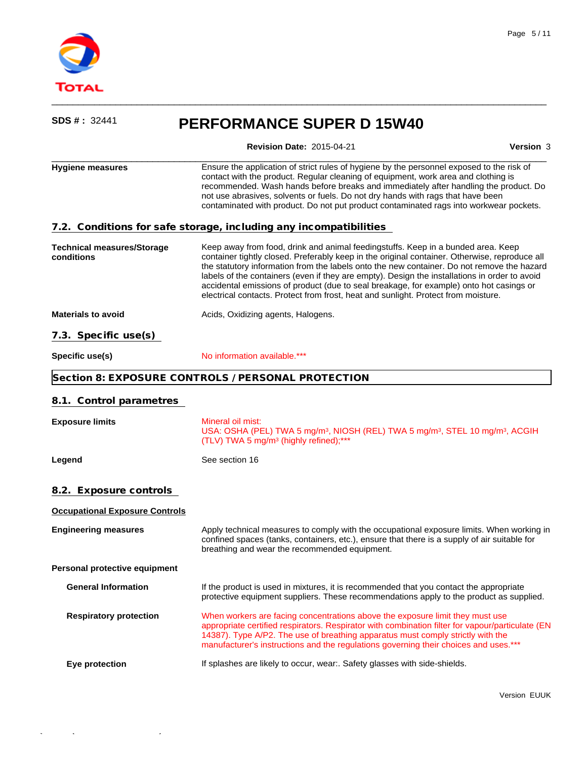**Hygiene measures**

Ensure the application of strict rules of hygiene by the personnel exposed to the risk of contact with the product. Regular cleaning of equipment, work area and clothing is recommended. Wash hands before breaks and immediately after handling the product. Do not use abrasives, solvents or fuels. Do not dry hands with rags that have been contaminated with product. Do not put product contaminated rags into workwear pockets.

## 7.2. Conditions for safe storage, including any incompatibilities

**Technical measures/Storage conditions**

Keep away from food, drink and animal feedingstuffs. Keep in a bunded area. Keep container tightly closed. Preferably keep in the original container. Otherwise, reproduce all the statutory information from the labels onto the new container. Do not remove the hazard labels of the containers (even if they are empty). Design the installations in order to avoid accidental emissions of product (due to seal breakage, for example) onto hot casings or electrical contacts. Protect from frost, heat and sunlight. Protect from moisture.

**Materials to avoid**

Acids, Oxidizing agents, Halogens.

## 7.3. Specific use(s)

**Specific use(s)**

No information available.***

# Section 8: EXPOSURE CONTROLS / PERSONAL PROTECTION

## 8.1. Control parametres

**Exposure limits**

Mineral oil mist:
USA: OSHA (PEL) TWA 5 mg/m³, NIOSH (REL) TWA 5 mg/m³, STEL 10 mg/m³, ACGIH (TLV) TWA 5 mg/m³ (highly refined);***

**Legend**

See section 16

## 8.2. Exposure controls

**Occupational Exposure Controls**

**Engineering measures**

Apply technical measures to comply with the occupational exposure limits. When working in confined spaces (tanks, containers, etc.), ensure that there is a supply of air suitable for breathing and wear the recommended equipment.

**Personal protective equipment**

**General Information**

If the product is used in mixtures, it is recommended that you contact the appropriate protective equipment suppliers. These recommendations apply to the product as supplied.

**Respiratory protection**

When workers are facing concentrations above the exposure limit they must use appropriate certified respirators. Respirator with combination filter for vapour/particulate (EN 14387). Type A/P2. The use of breathing apparatus must comply strictly with the manufacturer's instructions and the regulations governing their choices and uses.***

**Eye protection**

If splashes are likely to occur, wear:. Safety glasses with side-shields.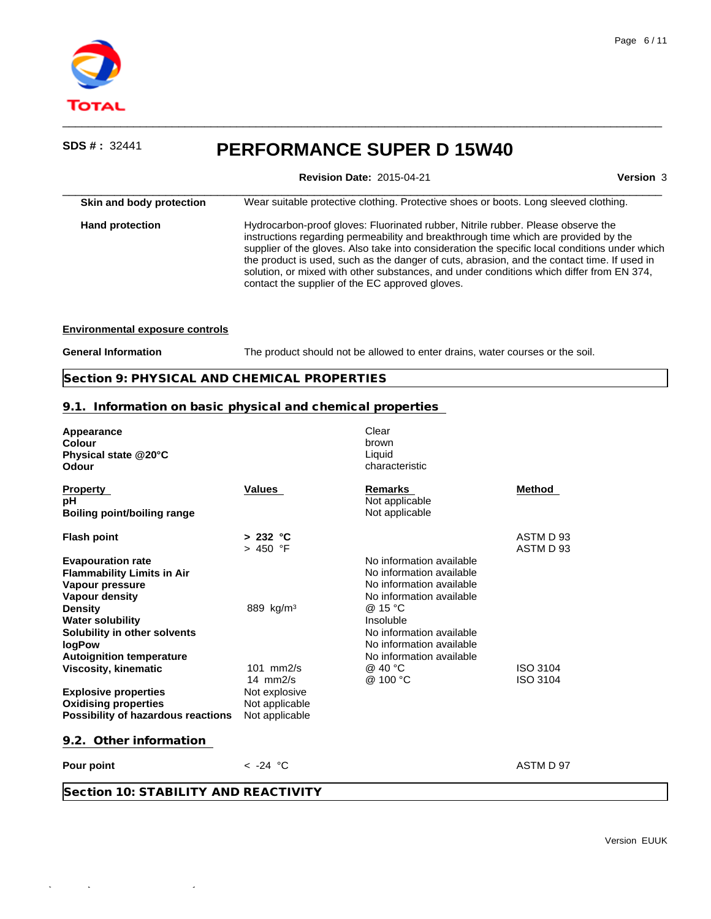**SDS # :** 32441

# PERFORMANCE SUPER D 15W40

**Revision Date:** 2015-04-21 **Version** 3

| | |
|---|---|
| **Skin and body protection** | Wear suitable protective clothing. Protective shoes or boots. Long sleeved clothing. |
| **Hand protection** | Hydrocarbon-proof gloves: Fluorinated rubber, Nitrile rubber. Please observe the instructions regarding permeability and breakthrough time which are provided by the supplier of the gloves. Also take into consideration the specific local conditions under which the product is used, such as the danger of cuts, abrasion, and the contact time. If used in solution, or mixed with other substances, and under conditions which differ from EN 374, contact the supplier of the EC approved gloves. |

**Environmental exposure controls**

| | |
|---|---|
| **General Information** | The product should not be allowed to enter drains, water courses or the soil. |

## Section 9: PHYSICAL AND CHEMICAL PROPERTIES

### 9.1. Information on basic physical and chemical properties

| | |
|---|---|
| **Appearance** | Clear |
| **Colour** | brown |
| **Physical state @20°C** | Liquid |
| **Odour** | characteristic |

| Property | Values | Remarks | Method |
|---|---|---|---|
| **pH** | | Not applicable | |
| **Boiling point/boiling range** | | Not applicable | |
| **Flash point** | **> 232 °C** | | ASTM D 93 |
| | > 450 °F | | ASTM D 93 |
| **Evapouration rate** | | No information available | |
| **Flammability Limits in Air** | | No information available | |
| **Vapour pressure** | | No information available | |
| **Vapour density** | | No information available | |
| **Density** | 889 kg/m³ | @ 15 °C | |
| **Water solubility** | | Insoluble | |
| **Solubility in other solvents** | | No information available | |
| **logPow** | | No information available | |
| **Autoignition temperature** | | No information available | |
| **Viscosity, kinematic** | 101 mm2/s | @ 40 °C | ISO 3104 |
| | 14 mm2/s | @ 100 °C | ISO 3104 |
| **Explosive properties** | Not explosive | | |
| **Oxidising properties** | Not applicable | | |
| **Possibility of hazardous reactions** | Not applicable | | |

### 9.2. Other information

| | | | |
|---|---|---|---|
| **Pour point** | < -24 °C | | ASTM D 97 |

## Section 10: STABILITY AND REACTIVITY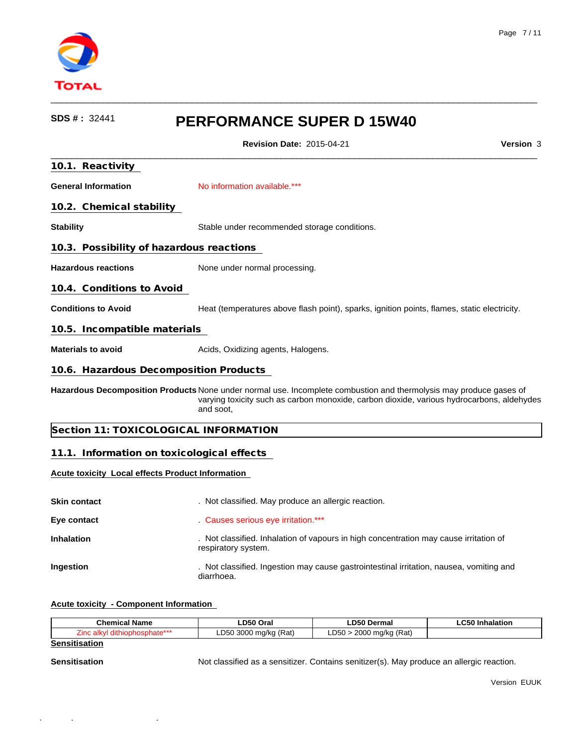**SDS # :** 32441

# PERFORMANCE SUPER D 15W40

**Revision Date:** 2015-04-21 **Version** 3

## 10.1. Reactivity

**General Information** No information available.***

## 10.2. Chemical stability

**Stability** Stable under recommended storage conditions.

## 10.3. Possibility of hazardous reactions

**Hazardous reactions** None under normal processing.

## 10.4. Conditions to Avoid

**Conditions to Avoid** Heat (temperatures above flash point), sparks, ignition points, flames, static electricity.

## 10.5. Incompatible materials

**Materials to avoid** Acids, Oxidizing agents, Halogens.

## 10.6. Hazardous Decomposition Products

**Hazardous Decomposition Products** None under normal use. Incomplete combustion and thermolysis may produce gases of varying toxicity such as carbon monoxide, carbon dioxide, various hydrocarbons, aldehydes and soot,

# Section 11: TOXICOLOGICAL INFORMATION

## 11.1. Information on toxicological effects

**Acute toxicity Local effects Product Information**

**Skin contact** . Not classified. May produce an allergic reaction.

**Eye contact** . Causes serious eye irritation.***

**Inhalation** . Not classified. Inhalation of vapours in high concentration may cause irritation of respiratory system.

**Ingestion** . Not classified. Ingestion may cause gastrointestinal irritation, nausea, vomiting and diarrhoea.

**Acute toxicity - Component Information**

| Chemical Name | LD50 Oral | LD50 Dermal | LC50 Inhalation |
|---|---|---|---|
| Zinc alkyl dithiophosphate*** | LD50 3000 mg/kg (Rat) | LD50 > 2000 mg/kg (Rat) | |

**Sensitisation**

**Sensitisation** Not classified as a sensitizer. Contains senitizer(s). May produce an allergic reaction.

Version EUUK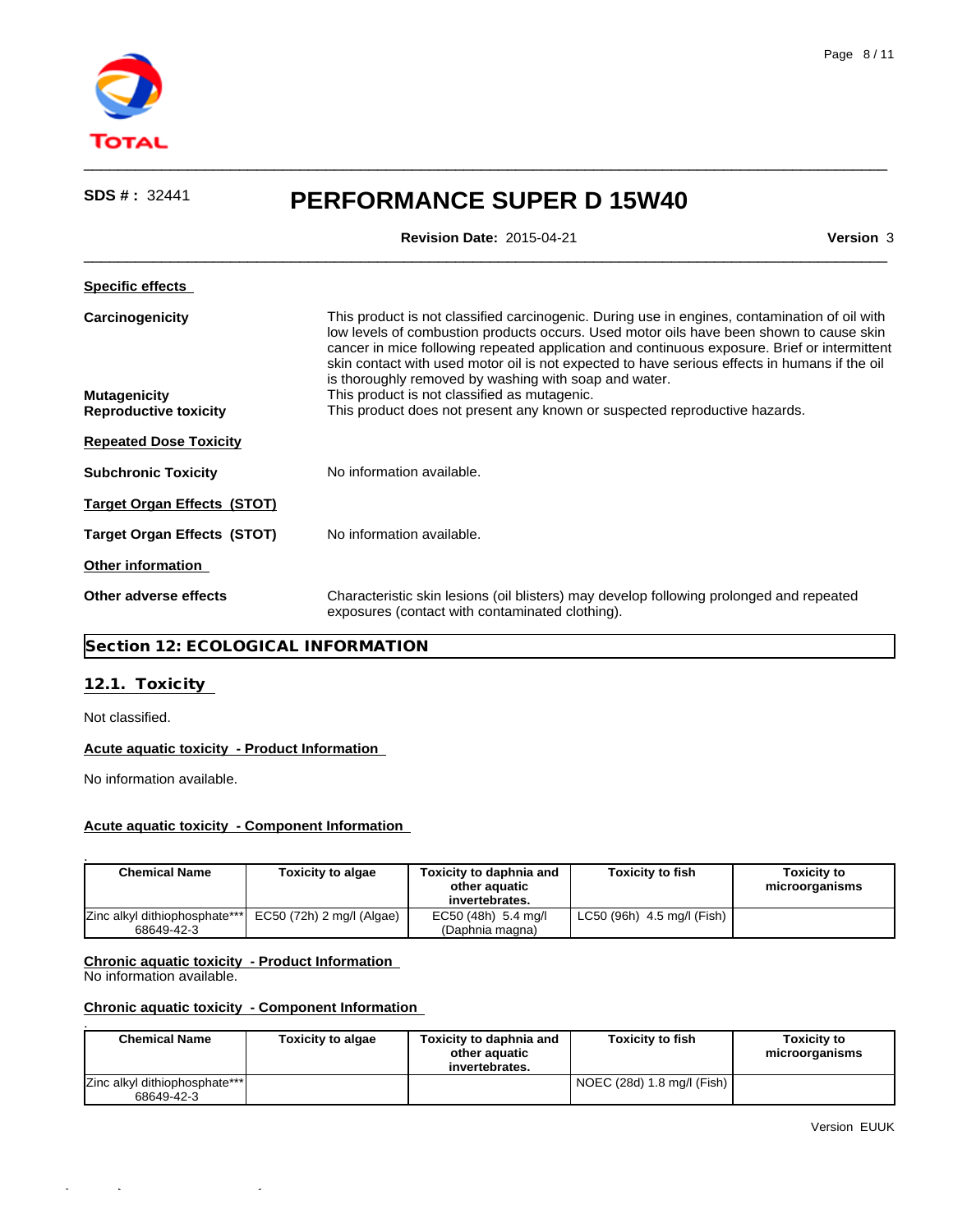**Specific effects**

**Carcinogenicity**
This product is not classified carcinogenic. During use in engines, contamination of oil with low levels of combustion products occurs. Used motor oils have been shown to cause skin cancer in mice following repeated application and continuous exposure. Brief or intermittent skin contact with used motor oil is not expected to have serious effects in humans if the oil is thoroughly removed by washing with soap and water.

**Mutagenicity**
This product is not classified as mutagenic.

**Reproductive toxicity**
This product does not present any known or suspected reproductive hazards.

**Repeated Dose Toxicity**

**Subchronic Toxicity**
No information available.

**Target Organ Effects (STOT)**

**Target Organ Effects (STOT)**
No information available.

**Other information**

**Other adverse effects**
Characteristic skin lesions (oil blisters) may develop following prolonged and repeated exposures (contact with contaminated clothing).

## Section 12: ECOLOGICAL INFORMATION

### 12.1. Toxicity

Not classified.

**Acute aquatic toxicity - Product Information**

No information available.

**Acute aquatic toxicity - Component Information**

| Chemical Name | Toxicity to algae | Toxicity to daphnia and other aquatic invertebrates. | Toxicity to fish | Toxicity to microorganisms |
|---|---|---|---|---|
| Zinc alkyl dithiophosphate*** 68649-42-3 | EC50 (72h) 2 mg/l (Algae) | EC50 (48h) 5.4 mg/l (Daphnia magna) | LC50 (96h) 4.5 mg/l (Fish) | |

**Chronic aquatic toxicity - Product Information**
No information available.

**Chronic aquatic toxicity - Component Information**

| Chemical Name | Toxicity to algae | Toxicity to daphnia and other aquatic invertebrates. | Toxicity to fish | Toxicity to microorganisms |
|---|---|---|---|---|
| Zinc alkyl dithiophosphate*** 68649-42-3 | | | NOEC (28d) 1.8 mg/l (Fish) | |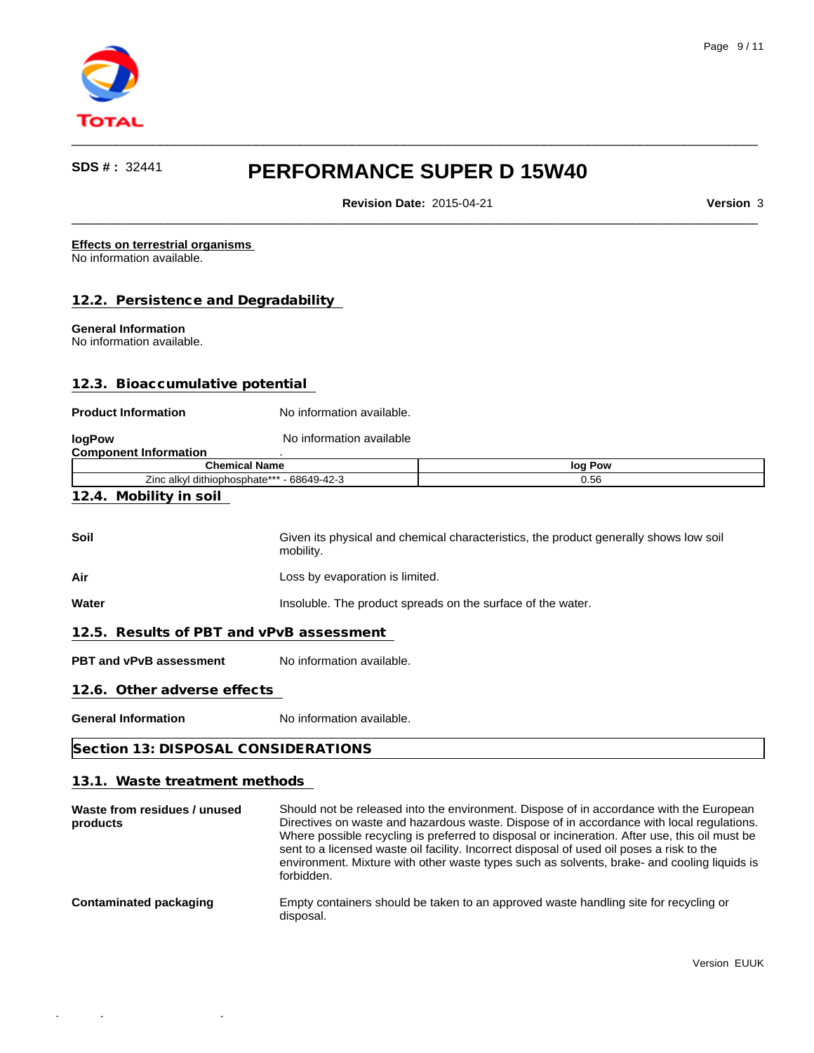**Effects on terrestrial organisms**
No information available.

### 12.2. Persistence and Degradability

**General Information**
No information available.

### 12.3. Bioaccumulative potential

**Product Information** No information available.

**logPow** No information available

**Component Information** .

| Chemical Name | log Pow |
|---|---|
| Zinc alkyl dithiophosphate*** - 68649-42-3 | 0.56 |

### 12.4. Mobility in soil

**Soil** Given its physical and chemical characteristics, the product generally shows low soil mobility.

**Air** Loss by evaporation is limited.

**Water** Insoluble. The product spreads on the surface of the water.

### 12.5. Results of PBT and vPvB assessment

**PBT and vPvB assessment** No information available.

### 12.6. Other adverse effects

**General Information** No information available.

## Section 13: DISPOSAL CONSIDERATIONS

### 13.1. Waste treatment methods

**Waste from residues / unused products** Should not be released into the environment. Dispose of in accordance with the European Directives on waste and hazardous waste. Dispose of in accordance with local regulations. Where possible recycling is preferred to disposal or incineration. After use, this oil must be sent to a licensed waste oil facility. Incorrect disposal of used oil poses a risk to the environment. Mixture with other waste types such as solvents, brake- and cooling liquids is forbidden.

**Contaminated packaging** Empty containers should be taken to an approved waste handling site for recycling or disposal.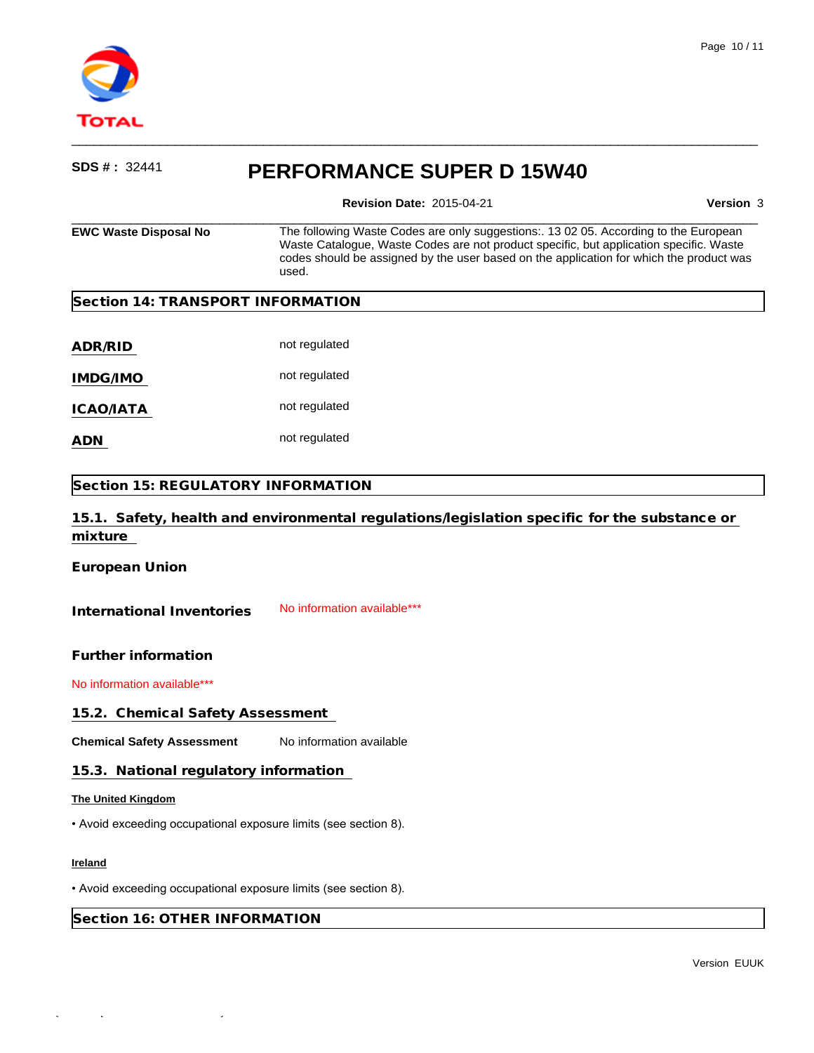| EWC Waste Disposal No | The following Waste Codes are only suggestions:. 13 02 05. According to the European Waste Catalogue, Waste Codes are not product specific, but application specific. Waste codes should be assigned by the user based on the application for which the product was used. |
|---|---|

## Section 14: TRANSPORT INFORMATION

| | |
|---|---|
| **ADR/RID** | not regulated |
| **IMDG/IMO** | not regulated |
| **ICAO/IATA** | not regulated |
| **ADN** | not regulated |

## Section 15: REGULATORY INFORMATION

### 15.1. Safety, health and environmental regulations/legislation specific for the substance or mixture

**European Union**

**International Inventories** No information available***

**Further information**

No information available***

### 15.2. Chemical Safety Assessment

**Chemical Safety Assessment** No information available

### 15.3. National regulatory information

**The United Kingdom**

• Avoid exceeding occupational exposure limits (see section 8).

**Ireland**

• Avoid exceeding occupational exposure limits (see section 8).

## Section 16: OTHER INFORMATION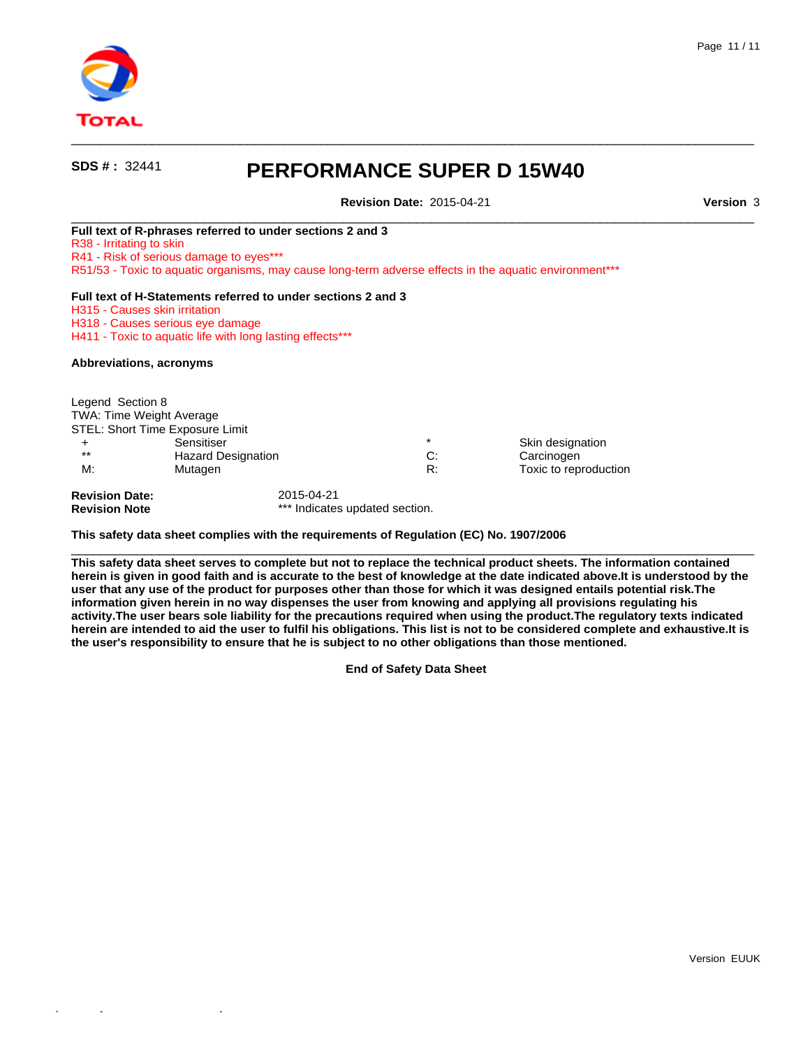**SDS # :** 32441

# PERFORMANCE SUPER D 15W40

**Revision Date:** 2015-04-21 **Version** 3

**Full text of R-phrases referred to under sections 2 and 3**

R38 - Irritating to skin
R41 - Risk of serious damage to eyes***
R51/53 - Toxic to aquatic organisms, may cause long-term adverse effects in the aquatic environment***

**Full text of H-Statements referred to under sections 2 and 3**

H315 - Causes skin irritation
H318 - Causes serious eye damage
H411 - Toxic to aquatic life with long lasting effects***

**Abbreviations, acronyms**

Legend Section 8
TWA: Time Weight Average
STEL: Short Time Exposure Limit

| | | | |
|---|---|---|---|
| + | Sensitiser | * | Skin designation |
| ** | Hazard Designation | C: | Carcinogen |
| M: | Mutagen | R: | Toxic to reproduction |

**Revision Date:** 2015-04-21
**Revision Note** *** Indicates updated section.

**This safety data sheet complies with the requirements of Regulation (EC) No. 1907/2006**

**This safety data sheet serves to complete but not to replace the technical product sheets. The information contained herein is given in good faith and is accurate to the best of knowledge at the date indicated above.It is understood by the user that any use of the product for purposes other than those for which it was designed entails potential risk.The information given herein in no way dispenses the user from knowing and applying all provisions regulating his activity.The user bears sole liability for the precautions required when using the product.The regulatory texts indicated herein are intended to aid the user to fulfil his obligations. This list is not to be considered complete and exhaustive.It is the user's responsibility to ensure that he is subject to no other obligations than those mentioned.**

**End of Safety Data Sheet**

Version EUUK